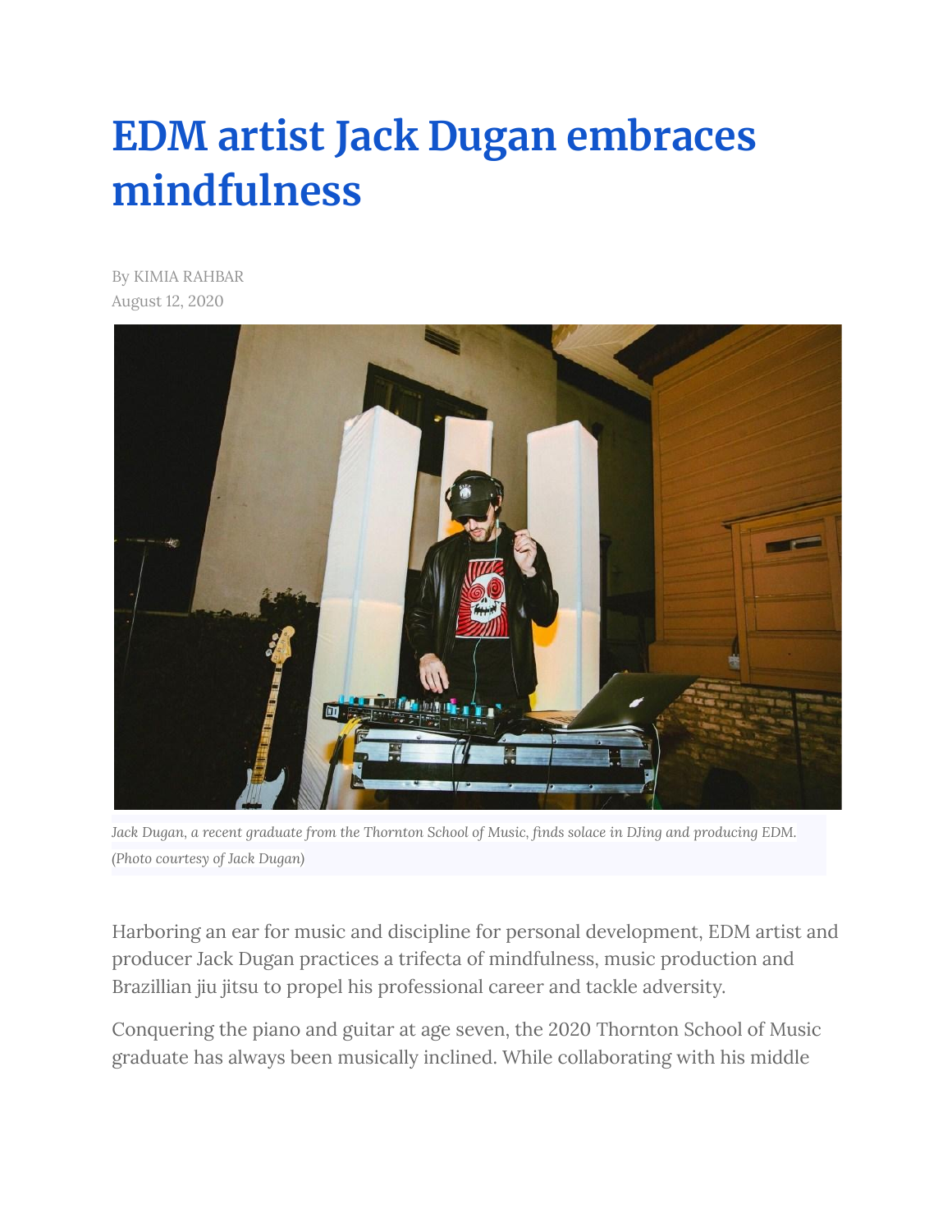# EDM artist Jack Dugan embraces mindfulness

By KIMIA RAHBAR
August 12, 2020

*Jack Dugan, a recent graduate from the Thornton School of Music, finds solace in DJing and producing EDM. (Photo courtesy of Jack Dugan)*

Harboring an ear for music and discipline for personal development, EDM artist and producer Jack Dugan practices a trifecta of mindfulness, music production and Brazillian jiu jitsu to propel his professional career and tackle adversity.

Conquering the piano and guitar at age seven, the 2020 Thornton School of Music graduate has always been musically inclined. While collaborating with his middle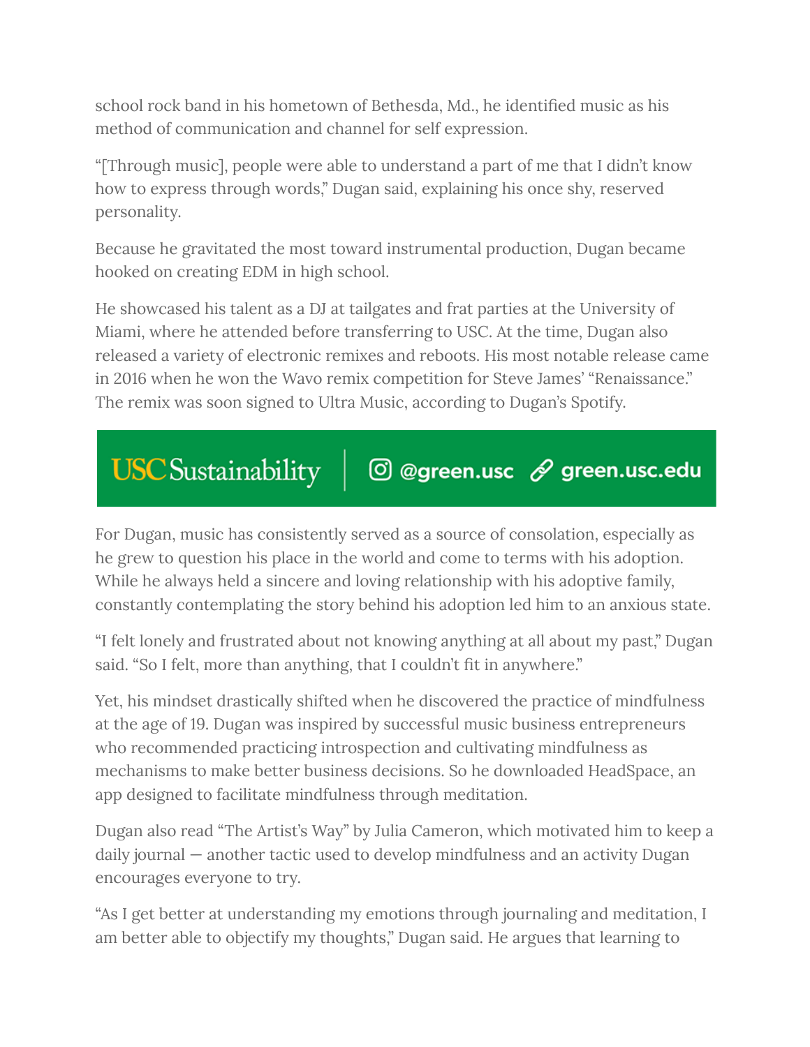school rock band in his hometown of Bethesda, Md., he identified music as his method of communication and channel for self expression.

"[Through music], people were able to understand a part of me that I didn't know how to express through words," Dugan said, explaining his once shy, reserved personality.

Because he gravitated the most toward instrumental production, Dugan became hooked on creating EDM in high school.

He showcased his talent as a DJ at tailgates and frat parties at the University of Miami, where he attended before transferring to USC. At the time, Dugan also released a variety of electronic remixes and reboots. His most notable release came in 2016 when he won the Wavo remix competition for Steve James' "Renaissance." The remix was soon signed to Ultra Music, according to Dugan's Spotify.

USC Sustainability | @green.usc green.usc.edu

For Dugan, music has consistently served as a source of consolation, especially as he grew to question his place in the world and come to terms with his adoption. While he always held a sincere and loving relationship with his adoptive family, constantly contemplating the story behind his adoption led him to an anxious state.

"I felt lonely and frustrated about not knowing anything at all about my past," Dugan said. "So I felt, more than anything, that I couldn't fit in anywhere."

Yet, his mindset drastically shifted when he discovered the practice of mindfulness at the age of 19. Dugan was inspired by successful music business entrepreneurs who recommended practicing introspection and cultivating mindfulness as mechanisms to make better business decisions. So he downloaded HeadSpace, an app designed to facilitate mindfulness through meditation.

Dugan also read "The Artist's Way" by Julia Cameron, which motivated him to keep a daily journal — another tactic used to develop mindfulness and an activity Dugan encourages everyone to try.

"As I get better at understanding my emotions through journaling and meditation, I am better able to objectify my thoughts," Dugan said. He argues that learning to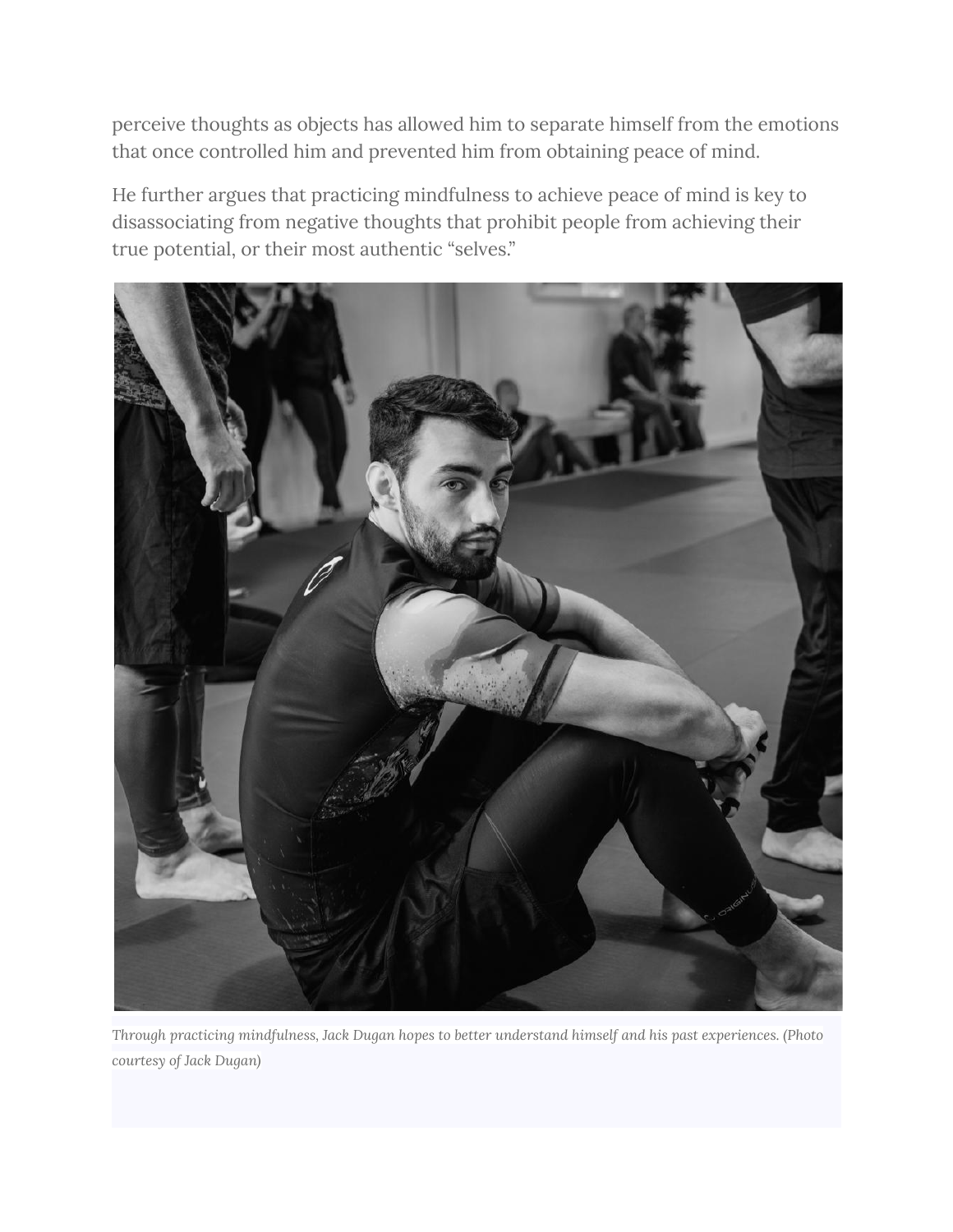perceive thoughts as objects has allowed him to separate himself from the emotions that once controlled him and prevented him from obtaining peace of mind.

He further argues that practicing mindfulness to achieve peace of mind is key to disassociating from negative thoughts that prohibit people from achieving their true potential, or their most authentic "selves."

*Through practicing mindfulness, Jack Dugan hopes to better understand himself and his past experiences. (Photo courtesy of Jack Dugan)*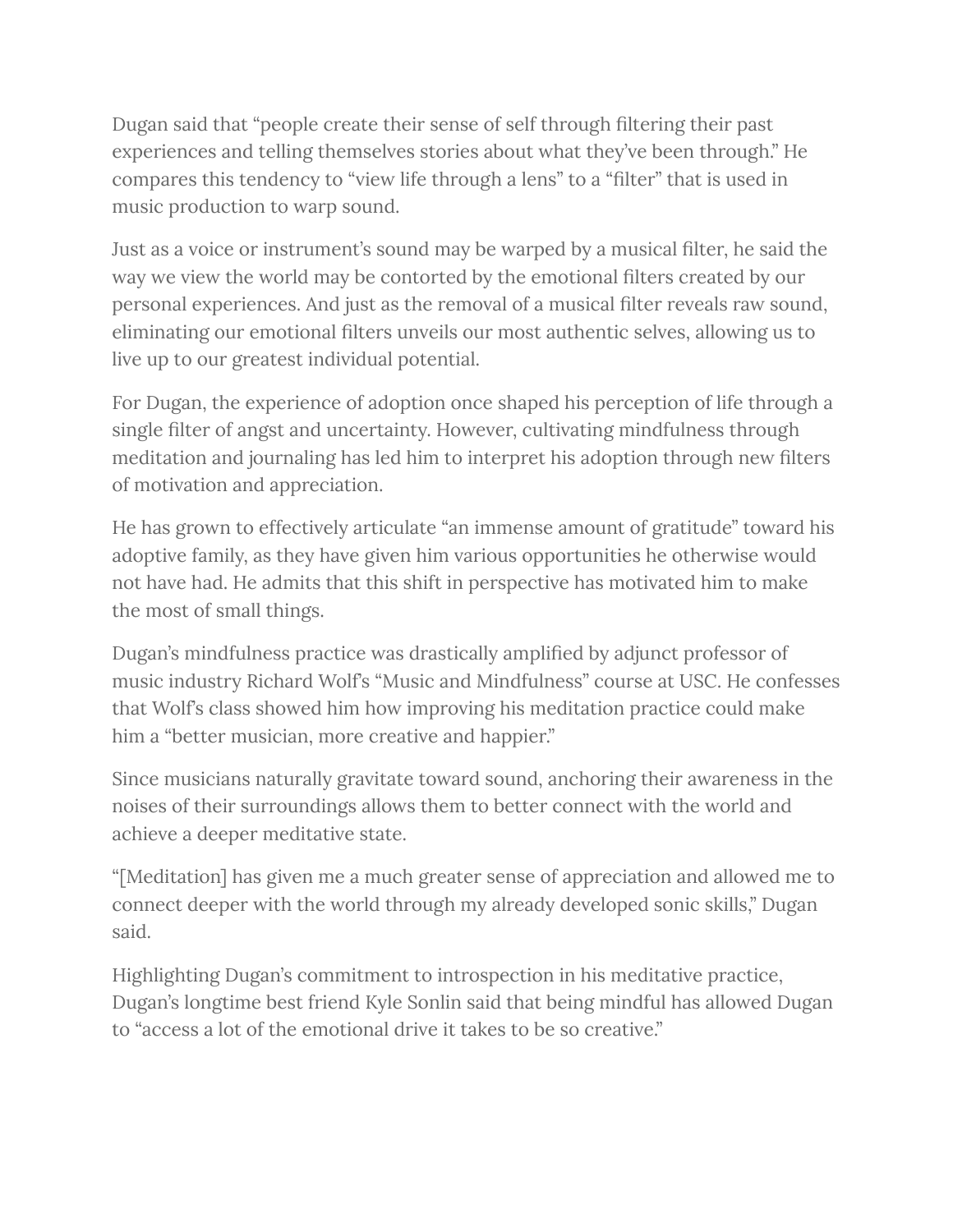Dugan said that "people create their sense of self through filtering their past experiences and telling themselves stories about what they've been through." He compares this tendency to "view life through a lens" to a "filter" that is used in music production to warp sound.

Just as a voice or instrument's sound may be warped by a musical filter, he said the way we view the world may be contorted by the emotional filters created by our personal experiences. And just as the removal of a musical filter reveals raw sound, eliminating our emotional filters unveils our most authentic selves, allowing us to live up to our greatest individual potential.

For Dugan, the experience of adoption once shaped his perception of life through a single filter of angst and uncertainty. However, cultivating mindfulness through meditation and journaling has led him to interpret his adoption through new filters of motivation and appreciation.

He has grown to effectively articulate "an immense amount of gratitude" toward his adoptive family, as they have given him various opportunities he otherwise would not have had. He admits that this shift in perspective has motivated him to make the most of small things.

Dugan's mindfulness practice was drastically amplified by adjunct professor of music industry Richard Wolf's "Music and Mindfulness" course at USC. He confesses that Wolf's class showed him how improving his meditation practice could make him a "better musician, more creative and happier."

Since musicians naturally gravitate toward sound, anchoring their awareness in the noises of their surroundings allows them to better connect with the world and achieve a deeper meditative state.

"[Meditation] has given me a much greater sense of appreciation and allowed me to connect deeper with the world through my already developed sonic skills," Dugan said.

Highlighting Dugan's commitment to introspection in his meditative practice, Dugan's longtime best friend Kyle Sonlin said that being mindful has allowed Dugan to "access a lot of the emotional drive it takes to be so creative."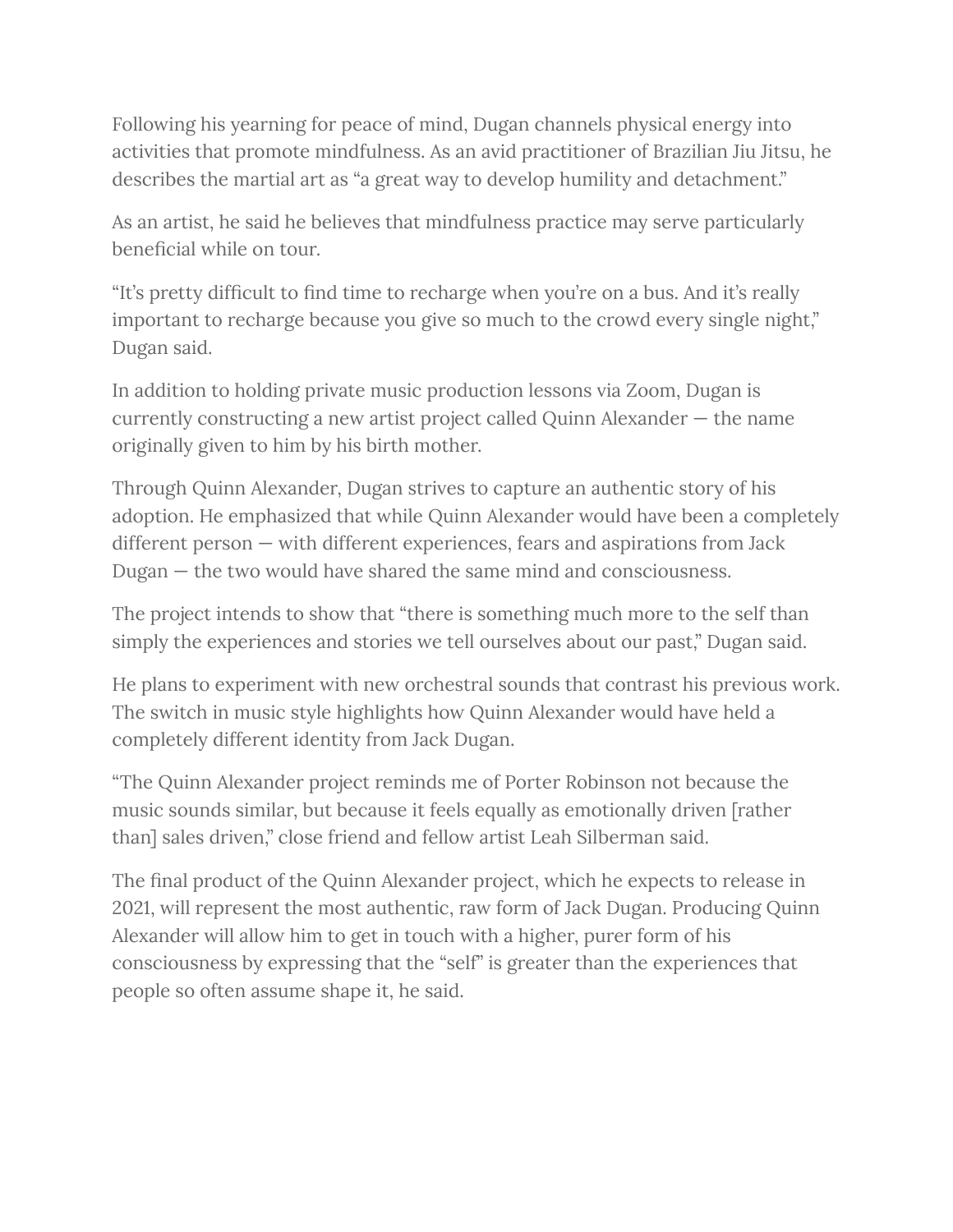Following his yearning for peace of mind, Dugan channels physical energy into activities that promote mindfulness. As an avid practitioner of Brazilian Jiu Jitsu, he describes the martial art as "a great way to develop humility and detachment."

As an artist, he said he believes that mindfulness practice may serve particularly beneficial while on tour.

"It's pretty difficult to find time to recharge when you're on a bus. And it's really important to recharge because you give so much to the crowd every single night," Dugan said.

In addition to holding private music production lessons via Zoom, Dugan is currently constructing a new artist project called Quinn Alexander — the name originally given to him by his birth mother.

Through Quinn Alexander, Dugan strives to capture an authentic story of his adoption. He emphasized that while Quinn Alexander would have been a completely different person — with different experiences, fears and aspirations from Jack Dugan — the two would have shared the same mind and consciousness.

The project intends to show that "there is something much more to the self than simply the experiences and stories we tell ourselves about our past," Dugan said.

He plans to experiment with new orchestral sounds that contrast his previous work. The switch in music style highlights how Quinn Alexander would have held a completely different identity from Jack Dugan.

"The Quinn Alexander project reminds me of Porter Robinson not because the music sounds similar, but because it feels equally as emotionally driven [rather than] sales driven," close friend and fellow artist Leah Silberman said.

The final product of the Quinn Alexander project, which he expects to release in 2021, will represent the most authentic, raw form of Jack Dugan. Producing Quinn Alexander will allow him to get in touch with a higher, purer form of his consciousness by expressing that the "self" is greater than the experiences that people so often assume shape it, he said.